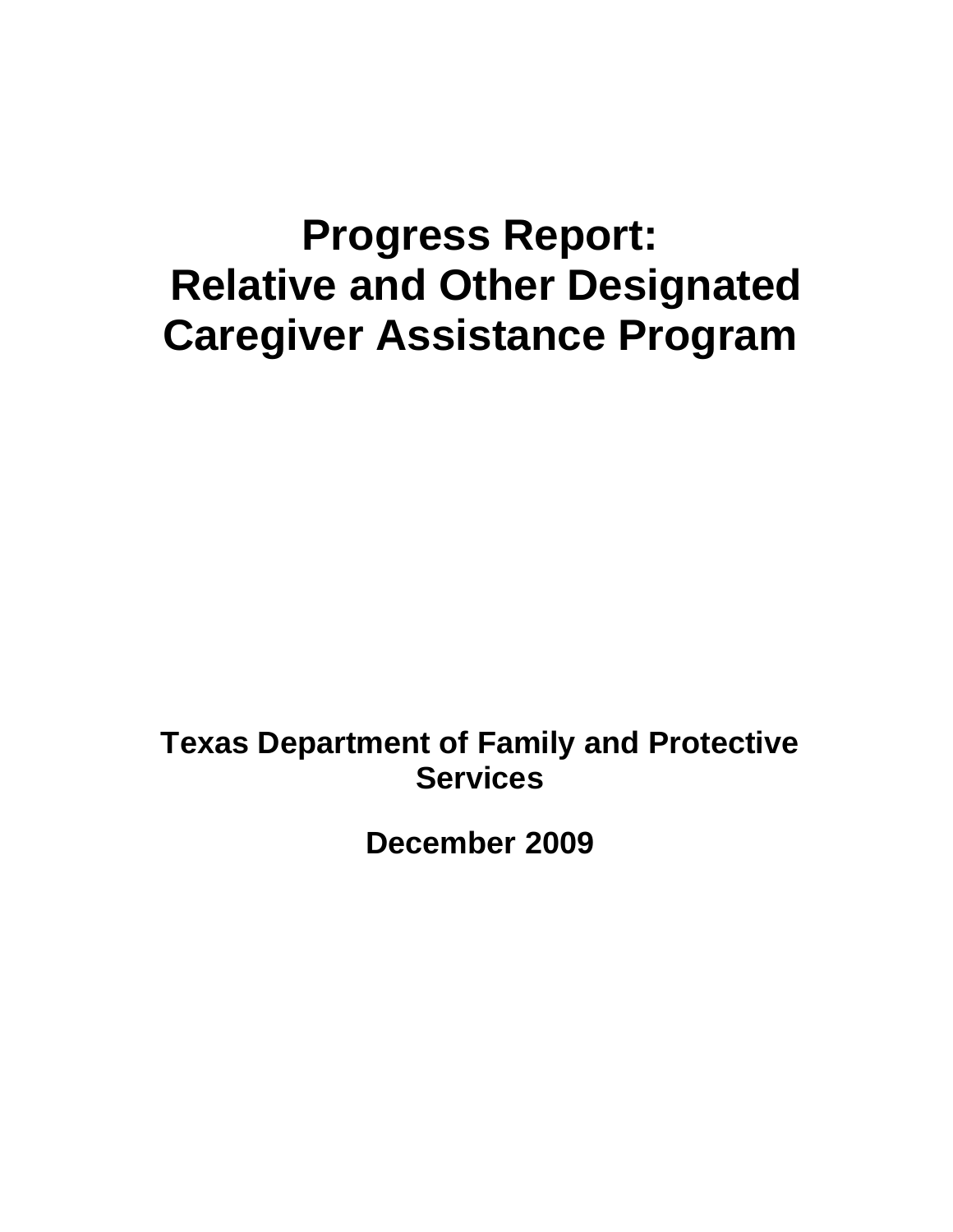# Progress Report: Relative and Other Designated Caregiver Assistance Program

**Texas Department of Family and Protective Services**

**December 2009**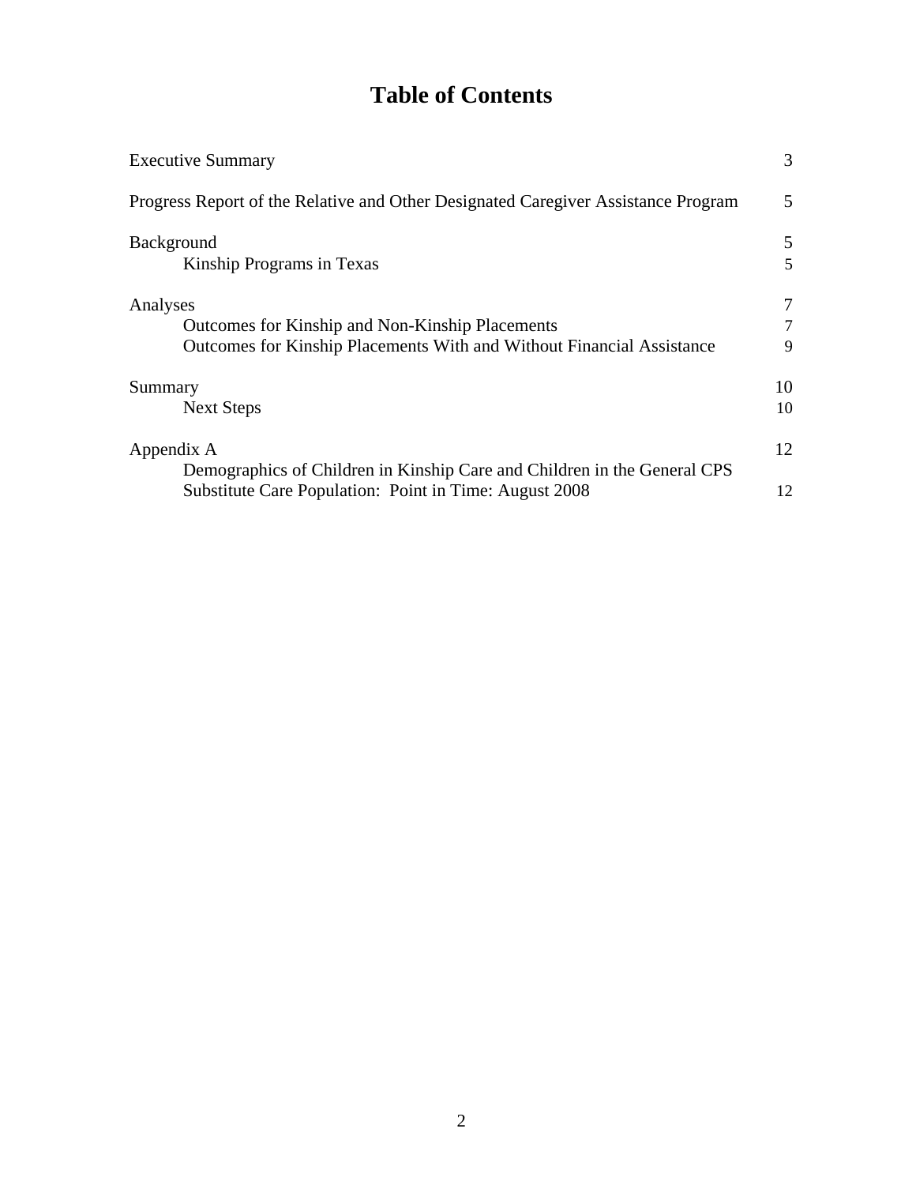# Table of Contents

| | |
|---|---|
| Executive Summary | 3 |
| Progress Report of the Relative and Other Designated Caregiver Assistance Program | 5 |
| Background | 5 |
| Kinship Programs in Texas | 5 |
| Analyses | 7 |
| Outcomes for Kinship and Non-Kinship Placements | 7 |
| Outcomes for Kinship Placements With and Without Financial Assistance | 9 |
| Summary | 10 |
| Next Steps | 10 |
| Appendix A | 12 |
| Demographics of Children in Kinship Care and Children in the General CPS Substitute Care Population: Point in Time: August 2008 | 12 |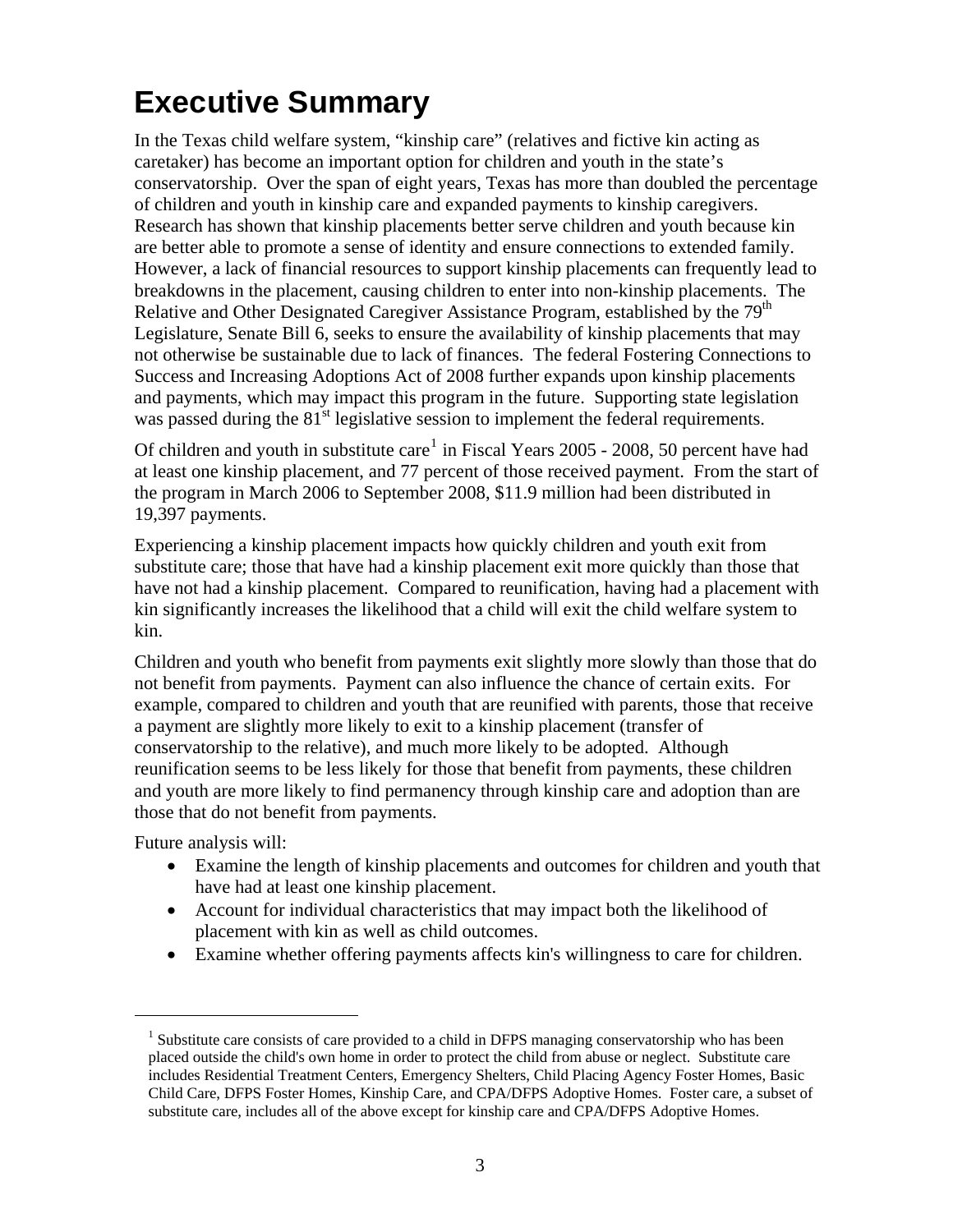# Executive Summary

In the Texas child welfare system, "kinship care" (relatives and fictive kin acting as caretaker) has become an important option for children and youth in the state's conservatorship. Over the span of eight years, Texas has more than doubled the percentage of children and youth in kinship care and expanded payments to kinship caregivers. Research has shown that kinship placements better serve children and youth because kin are better able to promote a sense of identity and ensure connections to extended family. However, a lack of financial resources to support kinship placements can frequently lead to breakdowns in the placement, causing children to enter into non-kinship placements. The Relative and Other Designated Caregiver Assistance Program, established by the 79th Legislature, Senate Bill 6, seeks to ensure the availability of kinship placements that may not otherwise be sustainable due to lack of finances. The federal Fostering Connections to Success and Increasing Adoptions Act of 2008 further expands upon kinship placements and payments, which may impact this program in the future. Supporting state legislation was passed during the 81st legislative session to implement the federal requirements.

Of children and youth in substitute care[1] in Fiscal Years 2005 - 2008, 50 percent have had at least one kinship placement, and 77 percent of those received payment. From the start of the program in March 2006 to September 2008, $11.9 million had been distributed in 19,397 payments.

Experiencing a kinship placement impacts how quickly children and youth exit from substitute care; those that have had a kinship placement exit more quickly than those that have not had a kinship placement. Compared to reunification, having had a placement with kin significantly increases the likelihood that a child will exit the child welfare system to kin.

Children and youth who benefit from payments exit slightly more slowly than those that do not benefit from payments. Payment can also influence the chance of certain exits. For example, compared to children and youth that are reunified with parents, those that receive a payment are slightly more likely to exit to a kinship placement (transfer of conservatorship to the relative), and much more likely to be adopted. Although reunification seems to be less likely for those that benefit from payments, these children and youth are more likely to find permanency through kinship care and adoption than are those that do not benefit from payments.

Future analysis will:

- Examine the length of kinship placements and outcomes for children and youth that have had at least one kinship placement.
- Account for individual characteristics that may impact both the likelihood of placement with kin as well as child outcomes.
- Examine whether offering payments affects kin's willingness to care for children.

---

[1] Substitute care consists of care provided to a child in DFPS managing conservatorship who has been placed outside the child's own home in order to protect the child from abuse or neglect. Substitute care includes Residential Treatment Centers, Emergency Shelters, Child Placing Agency Foster Homes, Basic Child Care, DFPS Foster Homes, Kinship Care, and CPA/DFPS Adoptive Homes. Foster care, a subset of substitute care, includes all of the above except for kinship care and CPA/DFPS Adoptive Homes.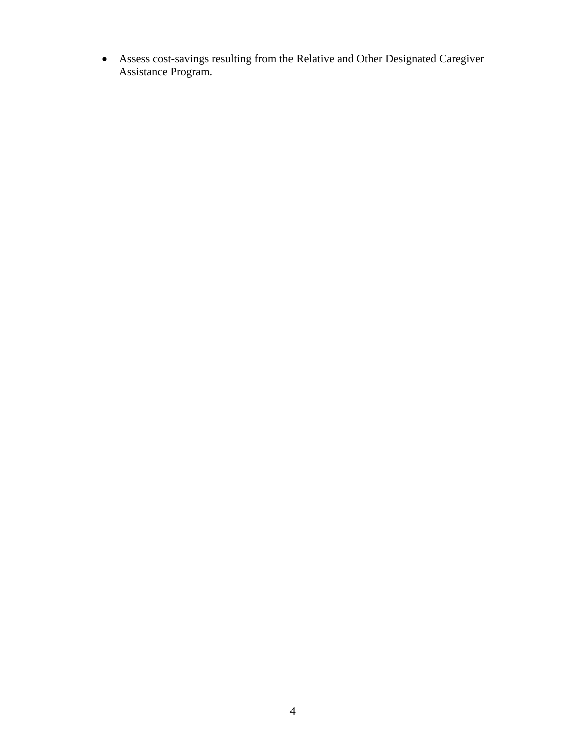- Assess cost-savings resulting from the Relative and Other Designated Caregiver Assistance Program.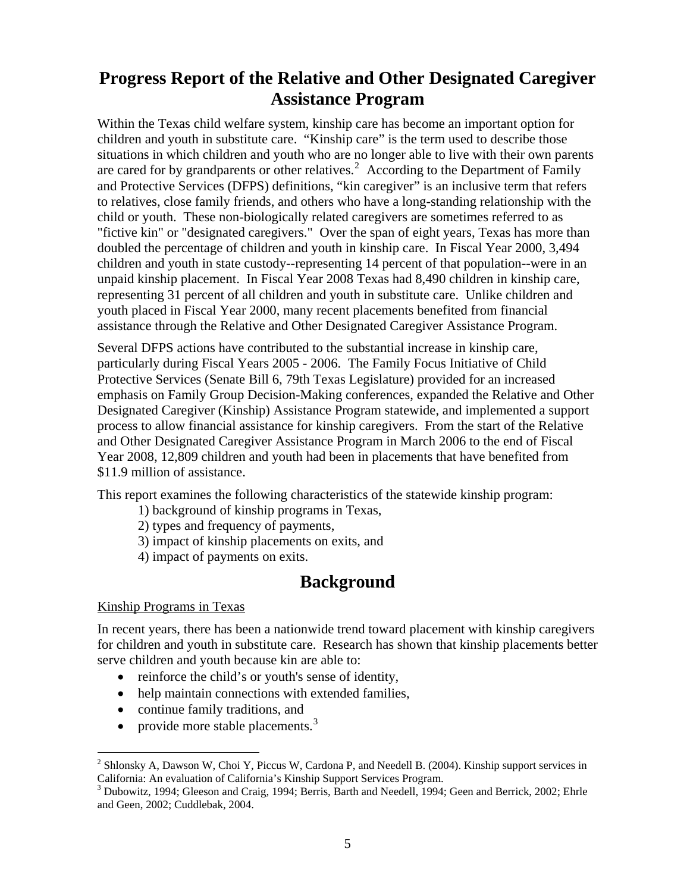# Progress Report of the Relative and Other Designated Caregiver Assistance Program

Within the Texas child welfare system, kinship care has become an important option for children and youth in substitute care. "Kinship care" is the term used to describe those situations in which children and youth who are no longer able to live with their own parents are cared for by grandparents or other relatives.[2] According to the Department of Family and Protective Services (DFPS) definitions, "kin caregiver" is an inclusive term that refers to relatives, close family friends, and others who have a long-standing relationship with the child or youth. These non-biologically related caregivers are sometimes referred to as "fictive kin" or "designated caregivers." Over the span of eight years, Texas has more than doubled the percentage of children and youth in kinship care. In Fiscal Year 2000, 3,494 children and youth in state custody--representing 14 percent of that population--were in an unpaid kinship placement. In Fiscal Year 2008 Texas had 8,490 children in kinship care, representing 31 percent of all children and youth in substitute care. Unlike children and youth placed in Fiscal Year 2000, many recent placements benefited from financial assistance through the Relative and Other Designated Caregiver Assistance Program.

Several DFPS actions have contributed to the substantial increase in kinship care, particularly during Fiscal Years 2005 - 2006. The Family Focus Initiative of Child Protective Services (Senate Bill 6, 79th Texas Legislature) provided for an increased emphasis on Family Group Decision-Making conferences, expanded the Relative and Other Designated Caregiver (Kinship) Assistance Program statewide, and implemented a support process to allow financial assistance for kinship caregivers. From the start of the Relative and Other Designated Caregiver Assistance Program in March 2006 to the end of Fiscal Year 2008, 12,809 children and youth had been in placements that have benefited from $11.9 million of assistance.

This report examines the following characteristics of the statewide kinship program:

1) background of kinship programs in Texas,
2) types and frequency of payments,
3) impact of kinship placements on exits, and
4) impact of payments on exits.

# Background

Kinship Programs in Texas

In recent years, there has been a nationwide trend toward placement with kinship caregivers for children and youth in substitute care. Research has shown that kinship placements better serve children and youth because kin are able to:

- reinforce the child's or youth's sense of identity,
- help maintain connections with extended families,
- continue family traditions, and
- provide more stable placements.[3]

---

[2] Shlonsky A, Dawson W, Choi Y, Piccus W, Cardona P, and Needell B. (2004). Kinship support services in California: An evaluation of California's Kinship Support Services Program.

[3] Dubowitz, 1994; Gleeson and Craig, 1994; Berris, Barth and Needell, 1994; Geen and Berrick, 2002; Ehrle and Geen, 2002; Cuddlebak, 2004.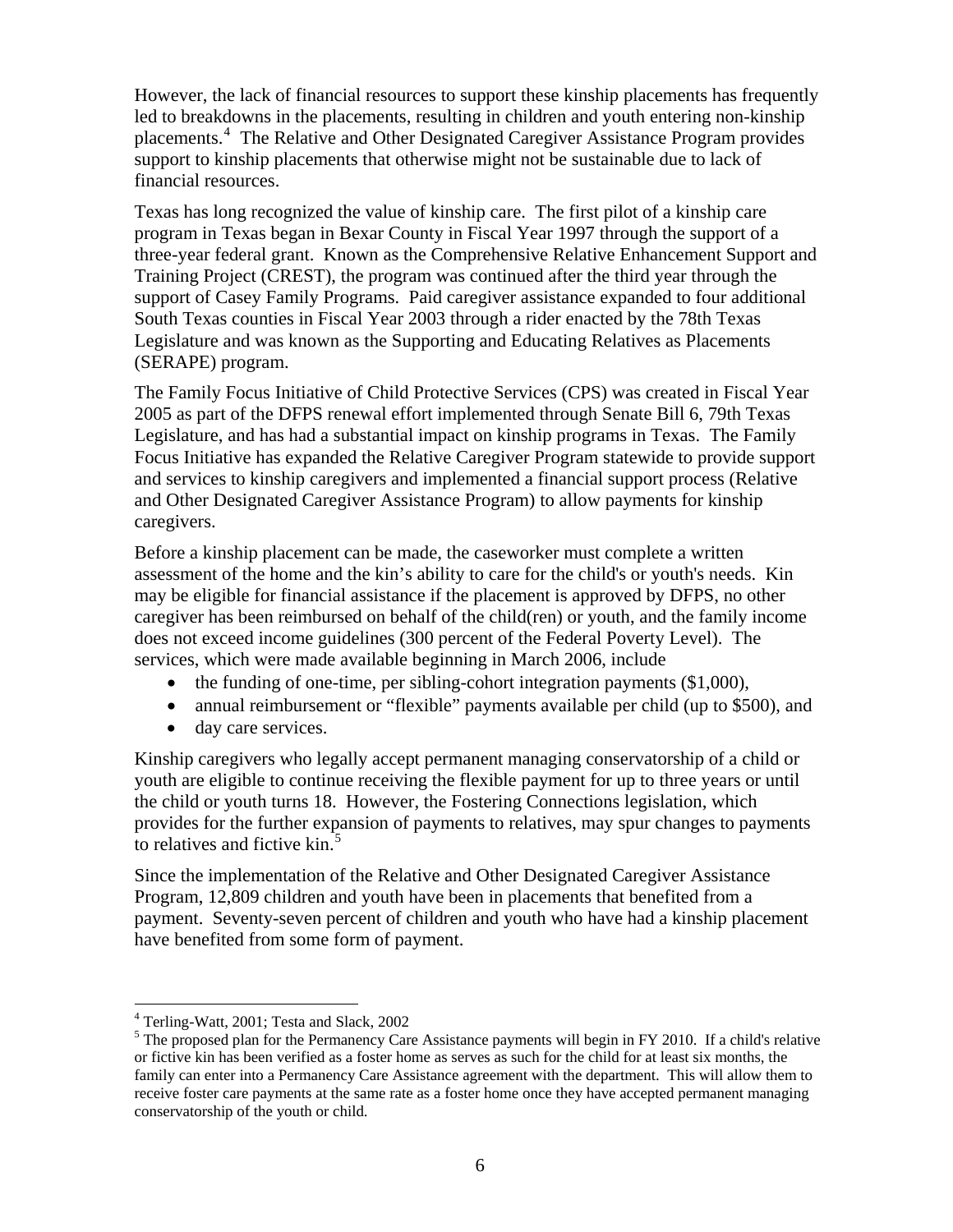However, the lack of financial resources to support these kinship placements has frequently led to breakdowns in the placements, resulting in children and youth entering non-kinship placements.[4] The Relative and Other Designated Caregiver Assistance Program provides support to kinship placements that otherwise might not be sustainable due to lack of financial resources.

Texas has long recognized the value of kinship care. The first pilot of a kinship care program in Texas began in Bexar County in Fiscal Year 1997 through the support of a three-year federal grant. Known as the Comprehensive Relative Enhancement Support and Training Project (CREST), the program was continued after the third year through the support of Casey Family Programs. Paid caregiver assistance expanded to four additional South Texas counties in Fiscal Year 2003 through a rider enacted by the 78th Texas Legislature and was known as the Supporting and Educating Relatives as Placements (SERAPE) program.

The Family Focus Initiative of Child Protective Services (CPS) was created in Fiscal Year 2005 as part of the DFPS renewal effort implemented through Senate Bill 6, 79th Texas Legislature, and has had a substantial impact on kinship programs in Texas. The Family Focus Initiative has expanded the Relative Caregiver Program statewide to provide support and services to kinship caregivers and implemented a financial support process (Relative and Other Designated Caregiver Assistance Program) to allow payments for kinship caregivers.

Before a kinship placement can be made, the caseworker must complete a written assessment of the home and the kin's ability to care for the child's or youth's needs. Kin may be eligible for financial assistance if the placement is approved by DFPS, no other caregiver has been reimbursed on behalf of the child(ren) or youth, and the family income does not exceed income guidelines (300 percent of the Federal Poverty Level). The services, which were made available beginning in March 2006, include

- the funding of one-time, per sibling-cohort integration payments ($1,000),
- annual reimbursement or "flexible" payments available per child (up to $500), and
- day care services.

Kinship caregivers who legally accept permanent managing conservatorship of a child or youth are eligible to continue receiving the flexible payment for up to three years or until the child or youth turns 18. However, the Fostering Connections legislation, which provides for the further expansion of payments to relatives, may spur changes to payments to relatives and fictive kin.[5]

Since the implementation of the Relative and Other Designated Caregiver Assistance Program, 12,809 children and youth have been in placements that benefited from a payment. Seventy-seven percent of children and youth who have had a kinship placement have benefited from some form of payment.

---

[4] Terling-Watt, 2001; Testa and Slack, 2002

[5] The proposed plan for the Permanency Care Assistance payments will begin in FY 2010. If a child's relative or fictive kin has been verified as a foster home as serves as such for the child for at least six months, the family can enter into a Permanency Care Assistance agreement with the department. This will allow them to receive foster care payments at the same rate as a foster home once they have accepted permanent managing conservatorship of the youth or child.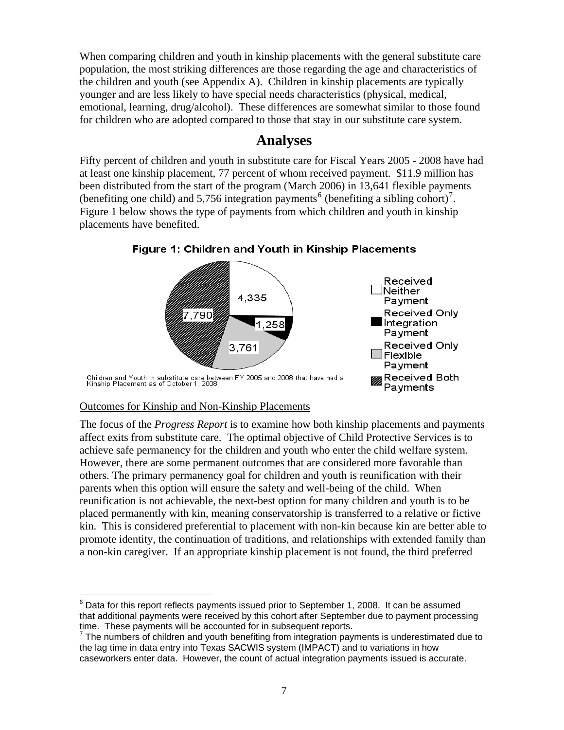When comparing children and youth in kinship placements with the general substitute care population, the most striking differences are those regarding the age and characteristics of the children and youth (see Appendix A). Children in kinship placements are typically younger and are less likely to have special needs characteristics (physical, medical, emotional, learning, drug/alcohol). These differences are somewhat similar to those found for children who are adopted compared to those that stay in our substitute care system.

# Analyses

Fifty percent of children and youth in substitute care for Fiscal Years 2005 - 2008 have had at least one kinship placement, 77 percent of whom received payment. $11.9 million has been distributed from the start of the program (March 2006) in 13,641 flexible payments (benefiting one child) and 5,756 integration payments[6] (benefiting a sibling cohort)[7]. Figure 1 below shows the type of payments from which children and youth in kinship placements have benefited.

**Figure 1: Children and Youth in Kinship Placements**

| Category | Children and Youth |
| --- | --- |
| Received Neither Payment | 4,335 |
| Received Only Integration Payment | 1,258 |
| Received Only Flexible Payment | 3,761 |
| Received Both Payments | 7,790 |

Children and Youth in substitute care between FY 2005 and 2008 that have had a Kinship Placement as of October 1, 2008.

## Outcomes for Kinship and Non-Kinship Placements

The focus of the *Progress Report* is to examine how both kinship placements and payments affect exits from substitute care. The optimal objective of Child Protective Services is to achieve safe permanency for the children and youth who enter the child welfare system. However, there are some permanent outcomes that are considered more favorable than others. The primary permanency goal for children and youth is reunification with their parents when this option will ensure the safety and well-being of the child. When reunification is not achievable, the next-best option for many children and youth is to be placed permanently with kin, meaning conservatorship is transferred to a relative or fictive kin. This is considered preferential to placement with non-kin because kin are better able to promote identity, the continuation of traditions, and relationships with extended family than a non-kin caregiver. If an appropriate kinship placement is not found, the third preferred

---

[6] Data for this report reflects payments issued prior to September 1, 2008. It can be assumed that additional payments were received by this cohort after September due to payment processing time. These payments will be accounted for in subsequent reports.

[7] The numbers of children and youth benefiting from integration payments is underestimated due to the lag time in data entry into Texas SACWIS system (IMPACT) and to variations in how caseworkers enter data. However, the count of actual integration payments issued is accurate.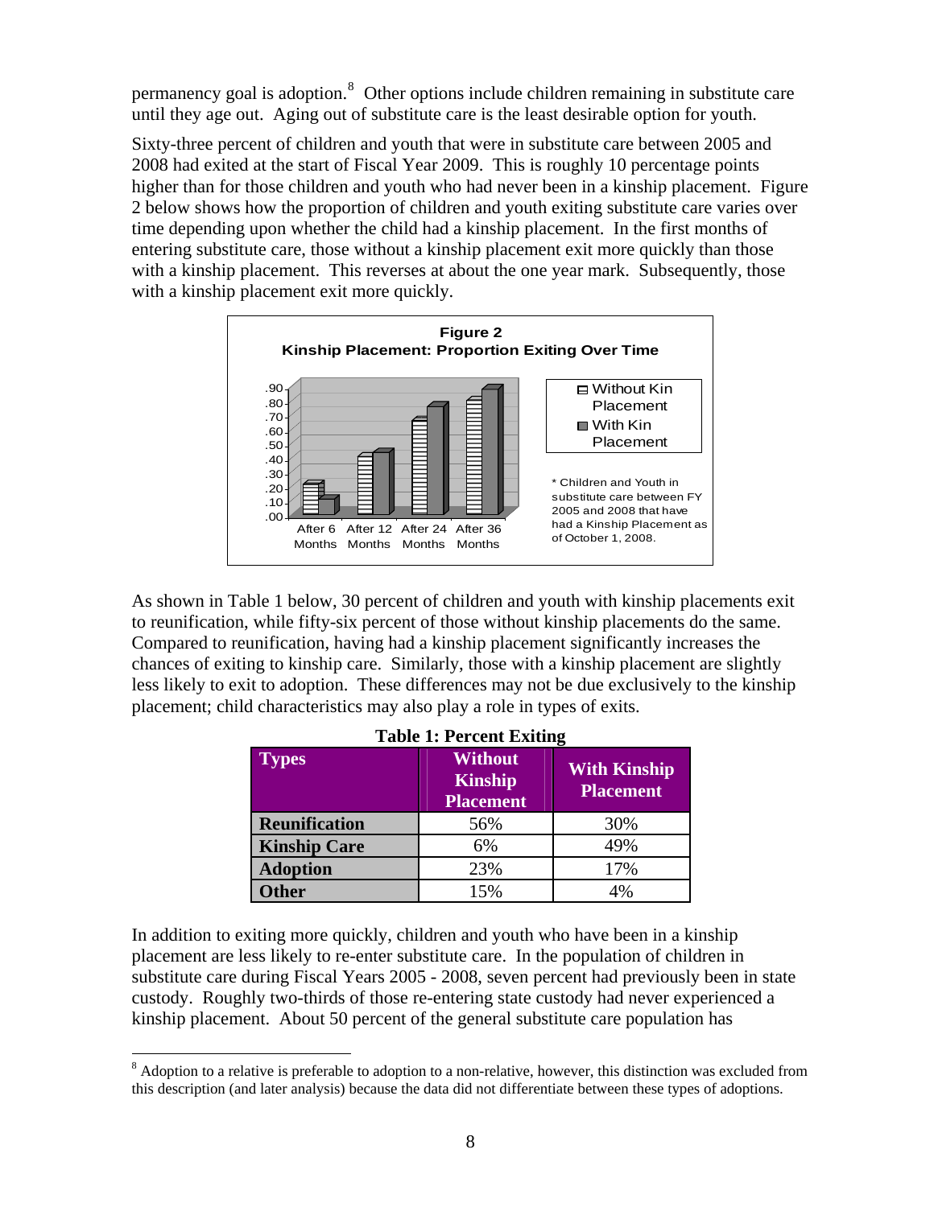permanency goal is adoption.[8] Other options include children remaining in substitute care until they age out. Aging out of substitute care is the least desirable option for youth.

Sixty-three percent of children and youth that were in substitute care between 2005 and 2008 had exited at the start of Fiscal Year 2009. This is roughly 10 percentage points higher than for those children and youth who had never been in a kinship placement. Figure 2 below shows how the proportion of children and youth exiting substitute care varies over time depending upon whether the child had a kinship placement. In the first months of entering substitute care, those without a kinship placement exit more quickly than those with a kinship placement. This reverses at about the one year mark. Subsequently, those with a kinship placement exit more quickly.

**Figure 2**
**Kinship Placement: Proportion Exiting Over Time**

* Children and Youth in substitute care between FY 2005 and 2008 that have had a Kinship Placement as of October 1, 2008.

As shown in Table 1 below, 30 percent of children and youth with kinship placements exit to reunification, while fifty-six percent of those without kinship placements do the same. Compared to reunification, having had a kinship placement significantly increases the chances of exiting to kinship care. Similarly, those with a kinship placement are slightly less likely to exit to adoption. These differences may not be due exclusively to the kinship placement; child characteristics may also play a role in types of exits.

**Table 1: Percent Exiting**

| Types | Without Kinship Placement | With Kinship Placement |
|---|---|---|
| **Reunification** | 56% | 30% |
| **Kinship Care** | 6% | 49% |
| **Adoption** | 23% | 17% |
| **Other** | 15% | 4% |

In addition to exiting more quickly, children and youth who have been in a kinship placement are less likely to re-enter substitute care. In the population of children in substitute care during Fiscal Years 2005 - 2008, seven percent had previously been in state custody. Roughly two-thirds of those re-entering state custody had never experienced a kinship placement. About 50 percent of the general substitute care population has

[8] Adoption to a relative is preferable to adoption to a non-relative, however, this distinction was excluded from this description (and later analysis) because the data did not differentiate between these types of adoptions.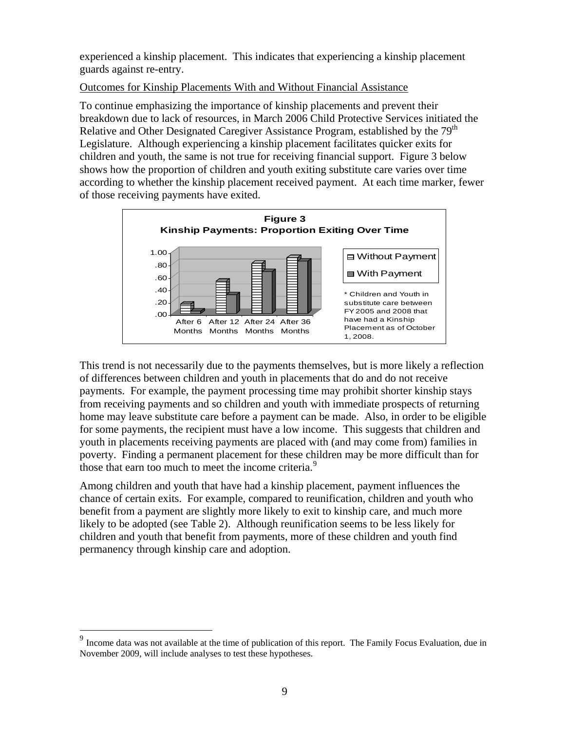experienced a kinship placement. This indicates that experiencing a kinship placement guards against re-entry.

Outcomes for Kinship Placements With and Without Financial Assistance

To continue emphasizing the importance of kinship placements and prevent their breakdown due to lack of resources, in March 2006 Child Protective Services initiated the Relative and Other Designated Caregiver Assistance Program, established by the 79th Legislature. Although experiencing a kinship placement facilitates quicker exits for children and youth, the same is not true for receiving financial support. Figure 3 below shows how the proportion of children and youth exiting substitute care varies over time according to whether the kinship placement received payment. At each time marker, fewer of those receiving payments have exited.

**Figure 3**
**Kinship Payments: Proportion Exiting Over Time**

* Children and Youth in substitute care between FY 2005 and 2008 that have had a Kinship Placement as of October 1, 2008.

This trend is not necessarily due to the payments themselves, but is more likely a reflection of differences between children and youth in placements that do and do not receive payments. For example, the payment processing time may prohibit shorter kinship stays from receiving payments and so children and youth with immediate prospects of returning home may leave substitute care before a payment can be made. Also, in order to be eligible for some payments, the recipient must have a low income. This suggests that children and youth in placements receiving payments are placed with (and may come from) families in poverty. Finding a permanent placement for these children may be more difficult than for those that earn too much to meet the income criteria.[9]

Among children and youth that have had a kinship placement, payment influences the chance of certain exits. For example, compared to reunification, children and youth who benefit from a payment are slightly more likely to exit to kinship care, and much more likely to be adopted (see Table 2). Although reunification seems to be less likely for children and youth that benefit from payments, more of these children and youth find permanency through kinship care and adoption.

[9] Income data was not available at the time of publication of this report. The Family Focus Evaluation, due in November 2009, will include analyses to test these hypotheses.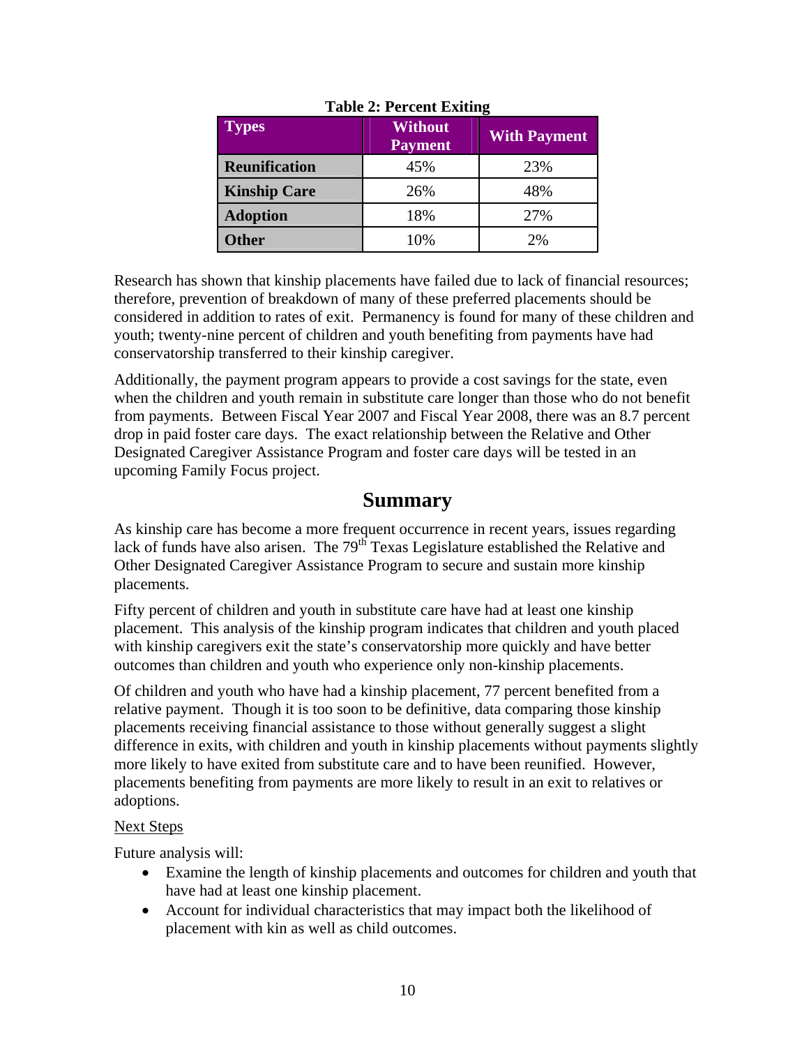**Table 2: Percent Exiting**

| Types | Without Payment | With Payment |
|---|---|---|
| **Reunification** | 45% | 23% |
| **Kinship Care** | 26% | 48% |
| **Adoption** | 18% | 27% |
| **Other** | 10% | 2% |

Research has shown that kinship placements have failed due to lack of financial resources; therefore, prevention of breakdown of many of these preferred placements should be considered in addition to rates of exit. Permanency is found for many of these children and youth; twenty-nine percent of children and youth benefiting from payments have had conservatorship transferred to their kinship caregiver.

Additionally, the payment program appears to provide a cost savings for the state, even when the children and youth remain in substitute care longer than those who do not benefit from payments. Between Fiscal Year 2007 and Fiscal Year 2008, there was an 8.7 percent drop in paid foster care days. The exact relationship between the Relative and Other Designated Caregiver Assistance Program and foster care days will be tested in an upcoming Family Focus project.

## Summary

As kinship care has become a more frequent occurrence in recent years, issues regarding lack of funds have also arisen. The 79th Texas Legislature established the Relative and Other Designated Caregiver Assistance Program to secure and sustain more kinship placements.

Fifty percent of children and youth in substitute care have had at least one kinship placement. This analysis of the kinship program indicates that children and youth placed with kinship caregivers exit the state's conservatorship more quickly and have better outcomes than children and youth who experience only non-kinship placements.

Of children and youth who have had a kinship placement, 77 percent benefited from a relative payment. Though it is too soon to be definitive, data comparing those kinship placements receiving financial assistance to those without generally suggest a slight difference in exits, with children and youth in kinship placements without payments slightly more likely to have exited from substitute care and to have been reunified. However, placements benefiting from payments are more likely to result in an exit to relatives or adoptions.

Next Steps

Future analysis will:

- Examine the length of kinship placements and outcomes for children and youth that have had at least one kinship placement.
- Account for individual characteristics that may impact both the likelihood of placement with kin as well as child outcomes.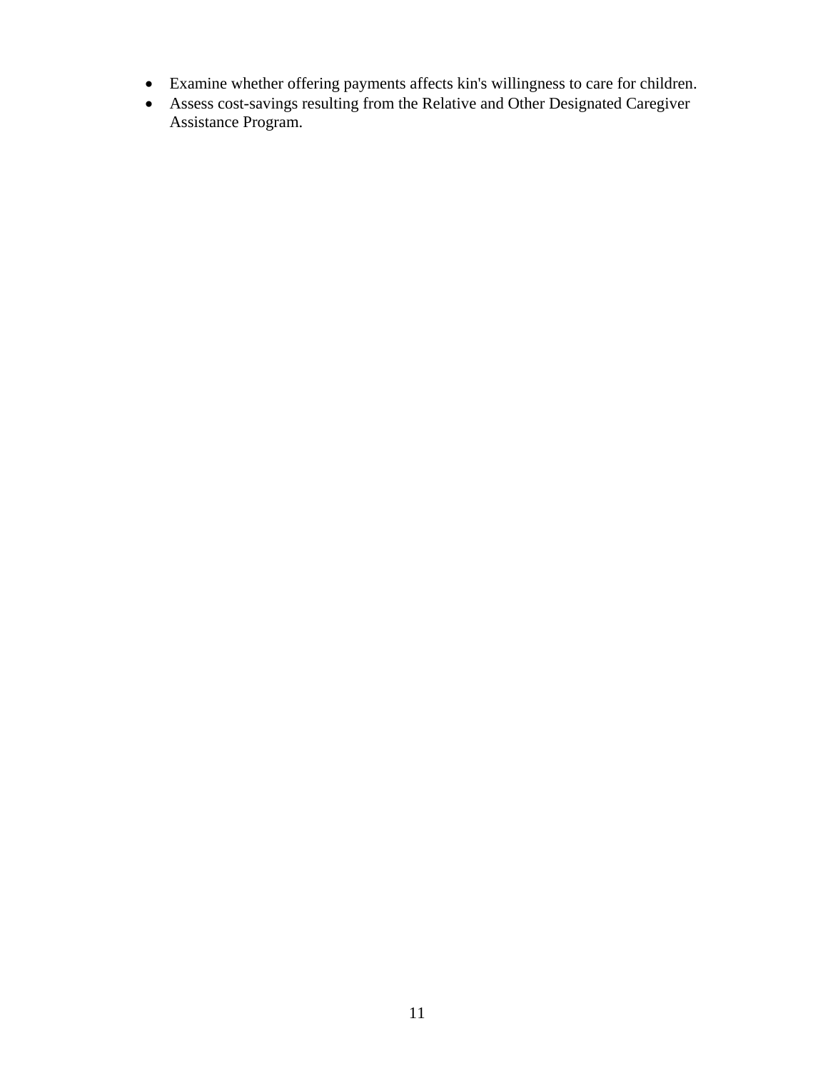- Examine whether offering payments affects kin's willingness to care for children.
- Assess cost-savings resulting from the Relative and Other Designated Caregiver Assistance Program.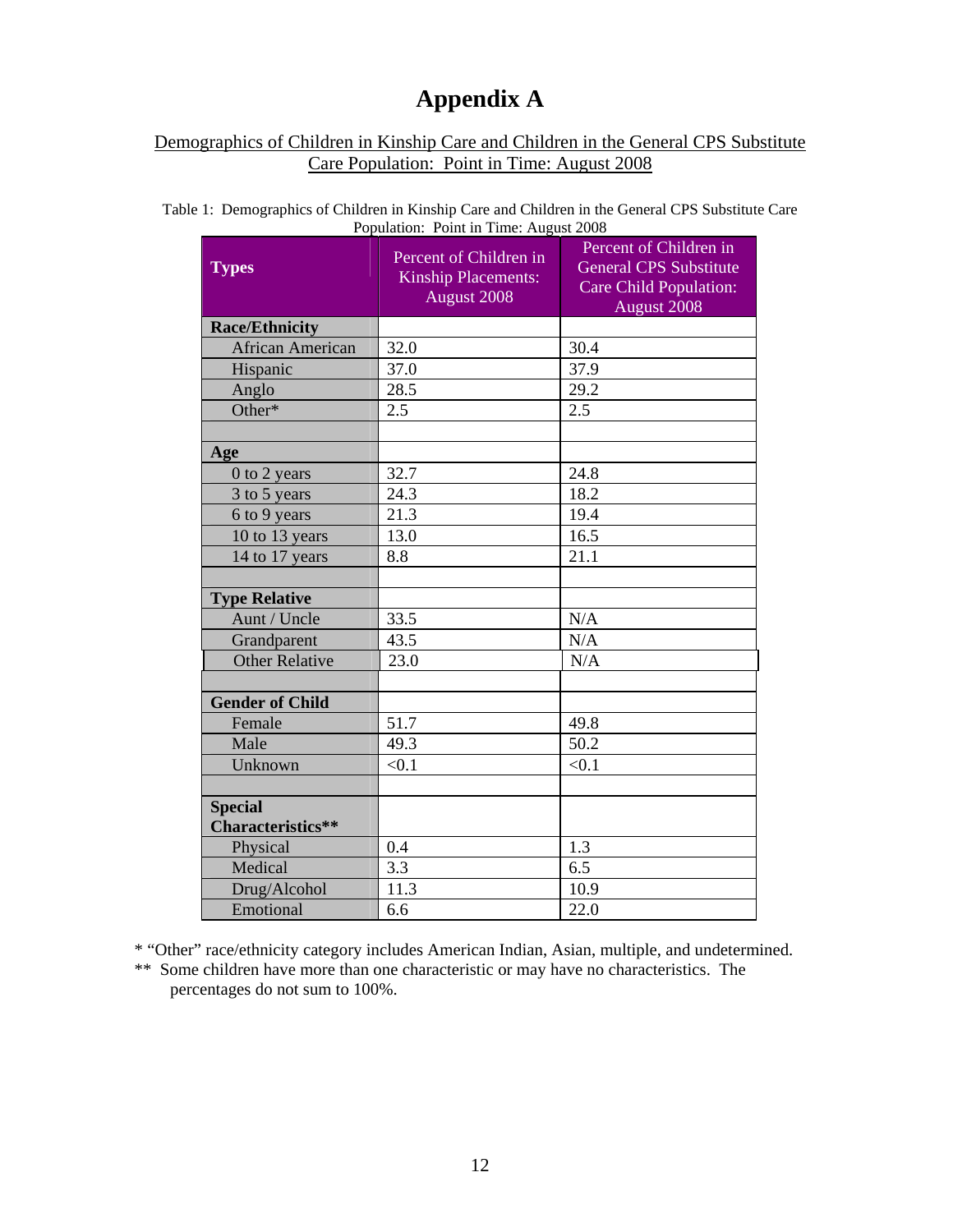# Appendix A

Demographics of Children in Kinship Care and Children in the General CPS Substitute Care Population: Point in Time: August 2008

Table 1: Demographics of Children in Kinship Care and Children in the General CPS Substitute Care Population: Point in Time: August 2008

| Types | Percent of Children in Kinship Placements: August 2008 | Percent of Children in General CPS Substitute Care Child Population: August 2008 |
|---|---|---|
| **Race/Ethnicity** | | |
| African American | 32.0 | 30.4 |
| Hispanic | 37.0 | 37.9 |
| Anglo | 28.5 | 29.2 |
| Other* | 2.5 | 2.5 |
| | | |
| **Age** | | |
| 0 to 2 years | 32.7 | 24.8 |
| 3 to 5 years | 24.3 | 18.2 |
| 6 to 9 years | 21.3 | 19.4 |
| 10 to 13 years | 13.0 | 16.5 |
| 14 to 17 years | 8.8 | 21.1 |
| | | |
| **Type Relative** | | |
| Aunt / Uncle | 33.5 | N/A |
| Grandparent | 43.5 | N/A |
| Other Relative | 23.0 | N/A |
| | | |
| **Gender of Child** | | |
| Female | 51.7 | 49.8 |
| Male | 49.3 | 50.2 |
| Unknown | <0.1 | <0.1 |
| | | |
| **Special Characteristics**** | | |
| Physical | 0.4 | 1.3 |
| Medical | 3.3 | 6.5 |
| Drug/Alcohol | 11.3 | 10.9 |
| Emotional | 6.6 | 22.0 |

* "Other" race/ethnicity category includes American Indian, Asian, multiple, and undetermined.

** Some children have more than one characteristic or may have no characteristics. The percentages do not sum to 100%.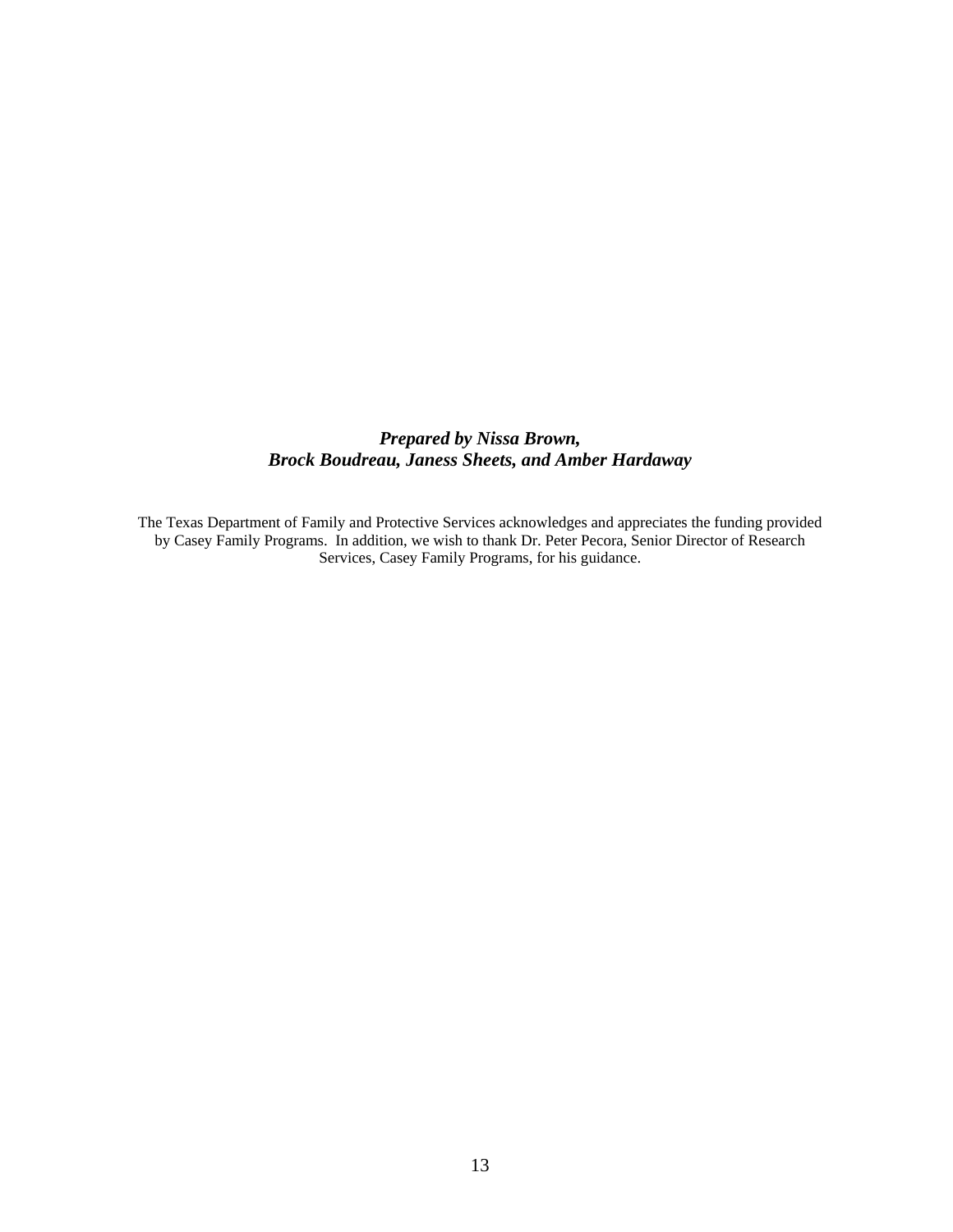***Prepared by Nissa Brown, Brock Boudreau, Janess Sheets, and Amber Hardaway***

The Texas Department of Family and Protective Services acknowledges and appreciates the funding provided by Casey Family Programs. In addition, we wish to thank Dr. Peter Pecora, Senior Director of Research Services, Casey Family Programs, for his guidance.